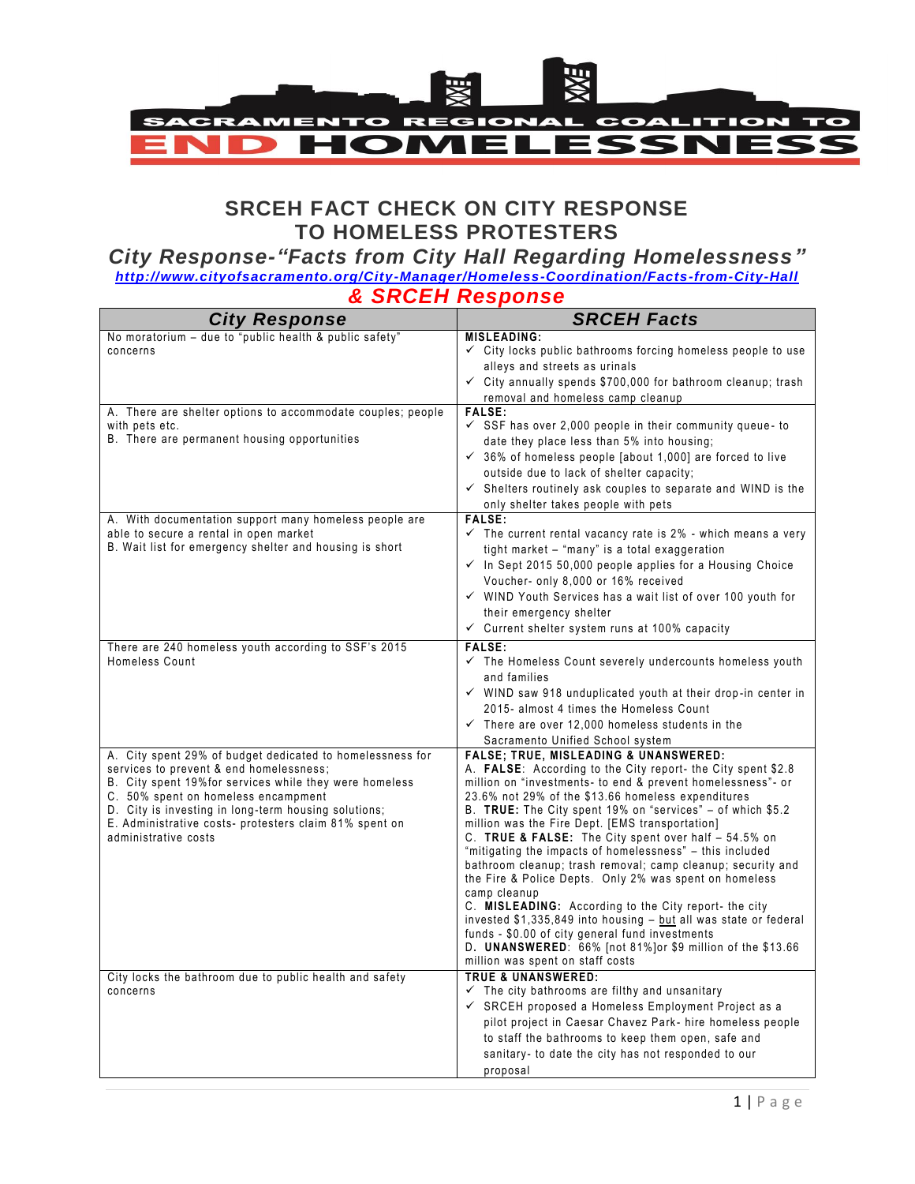SACRAMENTO REGIONAL COALITION TO END HOMELESSNESS

## SRCEH FACT CHECK ON CITY RESPONSE TO HOMELESS PROTESTERS

### *City Response-"Facts from City Hall Regarding Homelessness"*

***http://www.cityofsacramento.org/City-Manager/Homeless-Coordination/Facts-from-City-Hall***

### *& SRCEH Response*

| *City Response* | *SRCEH Facts* |
|---|---|
| No moratorium – due to "public health & public safety" concerns | **MISLEADING:**<br>✓ City locks public bathrooms forcing homeless people to use alleys and streets as urinals<br>✓ City annually spends $700,000 for bathroom cleanup; trash removal and homeless camp cleanup |
| A. There are shelter options to accommodate couples; people with pets etc.<br>B. There are permanent housing opportunities | **FALSE:**<br>✓ SSF has over 2,000 people in their community queue- to date they place less than 5% into housing;<br>✓ 36% of homeless people [about 1,000] are forced to live outside due to lack of shelter capacity;<br>✓ Shelters routinely ask couples to separate and WIND is the only shelter takes people with pets |
| A. With documentation support many homeless people are able to secure a rental in open market<br>B. Wait list for emergency shelter and housing is short | **FALSE:**<br>✓ The current rental vacancy rate is 2% - which means a very tight market – "many" is a total exaggeration<br>✓ In Sept 2015 50,000 people applies for a Housing Choice Voucher- only 8,000 or 16% received<br>✓ WIND Youth Services has a wait list of over 100 youth for their emergency shelter<br>✓ Current shelter system runs at 100% capacity |
| There are 240 homeless youth according to SSF's 2015 Homeless Count | **FALSE:**<br>✓ The Homeless Count severely undercounts homeless youth and families<br>✓ WIND saw 918 unduplicated youth at their drop-in center in 2015- almost 4 times the Homeless Count<br>✓ There are over 12,000 homeless students in the Sacramento Unified School system |
| A. City spent 29% of budget dedicated to homelessness for services to prevent & end homelessness;<br>B. City spent 19%for services while they were homeless<br>C. 50% spent on homeless encampment<br>D. City is investing in long-term housing solutions;<br>E. Administrative costs- protesters claim 81% spent on administrative costs | **FALSE; TRUE, MISLEADING & UNANSWERED:**<br>A. **FALSE**: According to the City report- the City spent $2.8 million on "investments- to end & prevent homelessness"- or 23.6% not 29% of the $13.66 homeless expenditures<br>B. **TRUE:** The City spent 19% on "services" – of which $5.2 million was the Fire Dept. [EMS transportation]<br>C. **TRUE & FALSE:** The City spent over half – 54.5% on "mitigating the impacts of homelessness" – this included bathroom cleanup; trash removal; camp cleanup; security and the Fire & Police Depts. Only 2% was spent on homeless camp cleanup<br>C. **MISLEADING:** According to the City report- the city invested $1,335,849 into housing – <u>but</u> all was state or federal funds - $0.00 of city general fund investments<br>D. **UNANSWERED**: 66% [not 81%]or $9 million of the $13.66 million was spent on staff costs |
| City locks the bathroom due to public health and safety concerns | **TRUE & UNANSWERED:**<br>✓ The city bathrooms are filthy and unsanitary<br>✓ SRCEH proposed a Homeless Employment Project as a pilot project in Caesar Chavez Park- hire homeless people to staff the bathrooms to keep them open, safe and sanitary- to date the city has not responded to our proposal |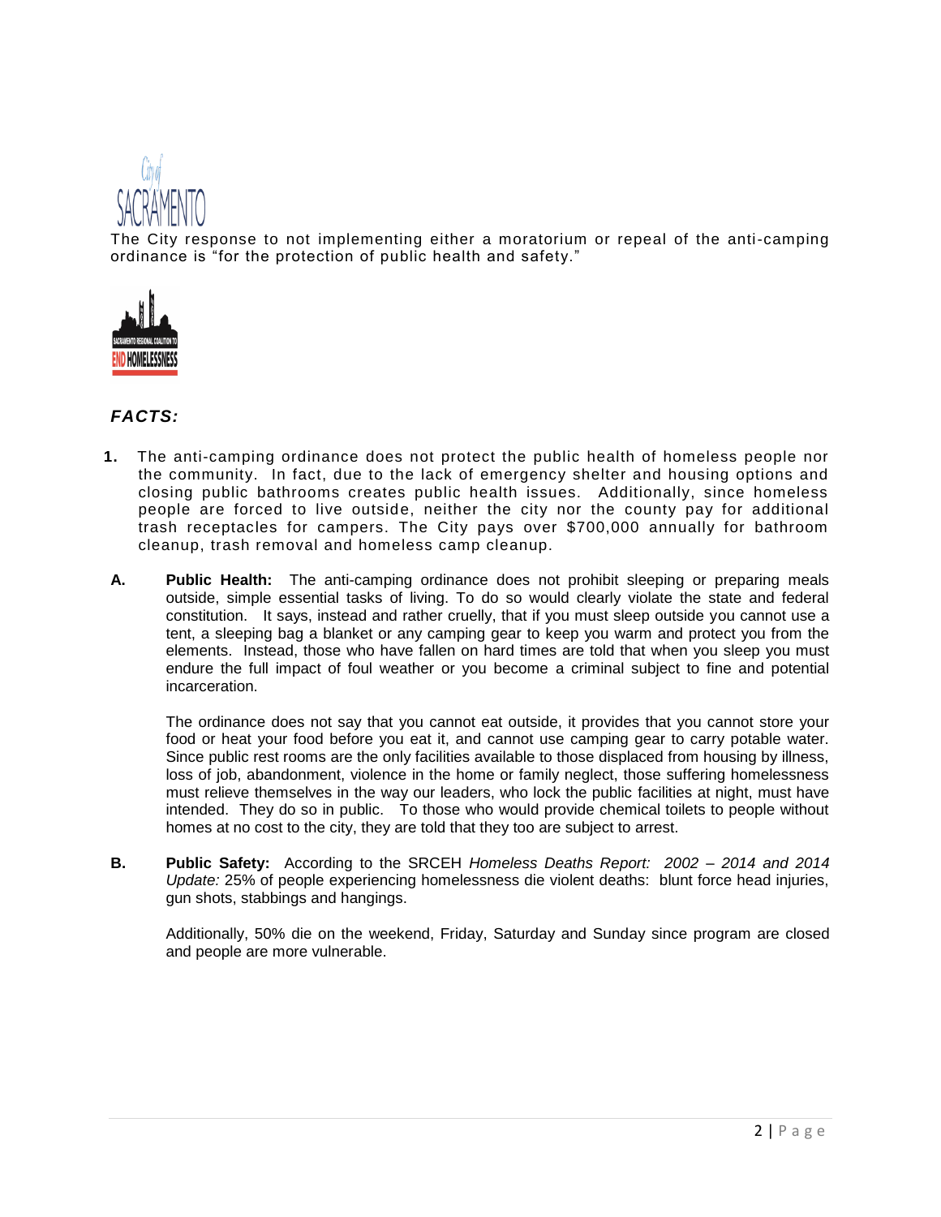The City response to not implementing either a moratorium or repeal of the anti-camping ordinance is "for the protection of public health and safety."

## *FACTS:*

1. The anti-camping ordinance does not protect the public health of homeless people nor the community. In fact, due to the lack of emergency shelter and housing options and closing public bathrooms creates public health issues. Additionally, since homeless people are forced to live outside, neither the city nor the county pay for additional trash receptacles for campers. The City pays over $700,000 annually for bathroom cleanup, trash removal and homeless camp cleanup.

**A.** **Public Health:** The anti-camping ordinance does not prohibit sleeping or preparing meals outside, simple essential tasks of living. To do so would clearly violate the state and federal constitution. It says, instead and rather cruelly, that if you must sleep outside you cannot use a tent, a sleeping bag a blanket or any camping gear to keep you warm and protect you from the elements. Instead, those who have fallen on hard times are told that when you sleep you must endure the full impact of foul weather or you become a criminal subject to fine and potential incarceration.

The ordinance does not say that you cannot eat outside, it provides that you cannot store your food or heat your food before you eat it, and cannot use camping gear to carry potable water. Since public rest rooms are the only facilities available to those displaced from housing by illness, loss of job, abandonment, violence in the home or family neglect, those suffering homelessness must relieve themselves in the way our leaders, who lock the public facilities at night, must have intended. They do so in public. To those who would provide chemical toilets to people without homes at no cost to the city, they are told that they too are subject to arrest.

**B.** **Public Safety:** According to the SRCEH *Homeless Deaths Report: 2002 – 2014 and 2014 Update:* 25% of people experiencing homelessness die violent deaths: blunt force head injuries, gun shots, stabbings and hangings.

Additionally, 50% die on the weekend, Friday, Saturday and Sunday since program are closed and people are more vulnerable.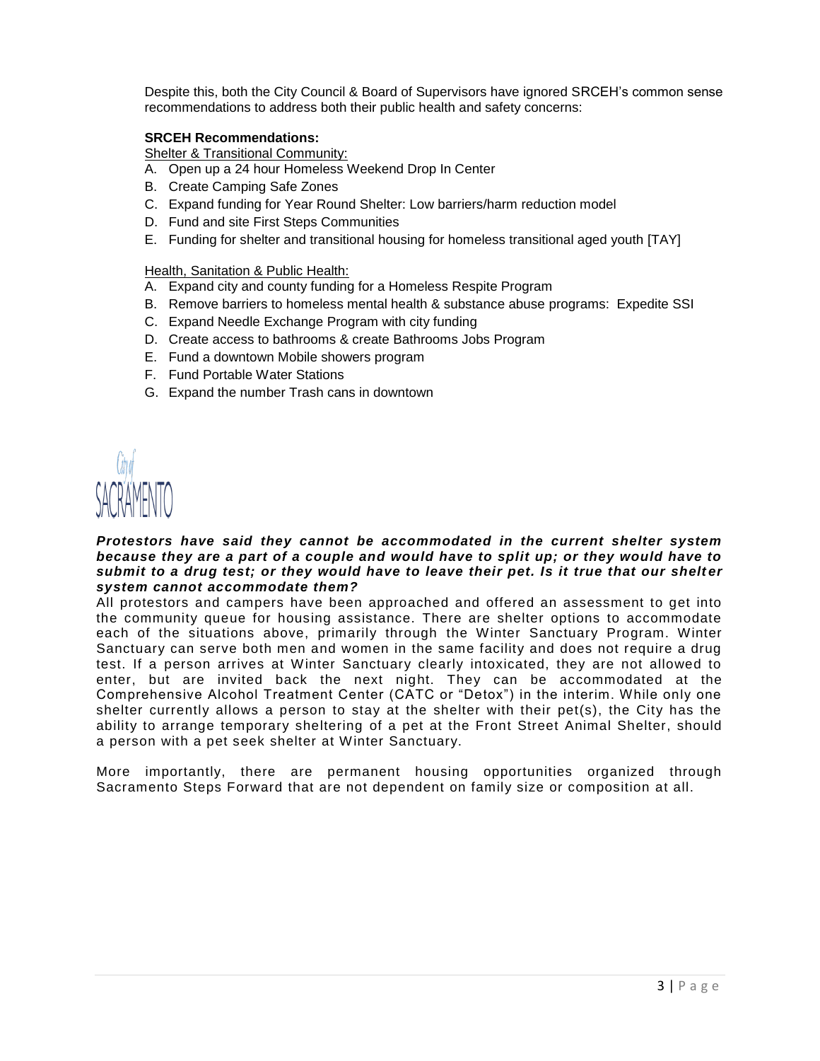Despite this, both the City Council & Board of Supervisors have ignored SRCEH's common sense recommendations to address both their public health and safety concerns:

**SRCEH Recommendations:**

Shelter & Transitional Community:

A. Open up a 24 hour Homeless Weekend Drop In Center
B. Create Camping Safe Zones
C. Expand funding for Year Round Shelter: Low barriers/harm reduction model
D. Fund and site First Steps Communities
E. Funding for shelter and transitional housing for homeless transitional aged youth [TAY]

Health, Sanitation & Public Health:

A. Expand city and county funding for a Homeless Respite Program
B. Remove barriers to homeless mental health & substance abuse programs: Expedite SSI
C. Expand Needle Exchange Program with city funding
D. Create access to bathrooms & create Bathrooms Jobs Program
E. Fund a downtown Mobile showers program
F. Fund Portable Water Stations
G. Expand the number Trash cans in downtown

City of SACRAMENTO

***Protestors have said they cannot be accommodated in the current shelter system because they are a part of a couple and would have to split up; or they would have to submit to a drug test; or they would have to leave their pet. Is it true that our shelter system cannot accommodate them?***

All protestors and campers have been approached and offered an assessment to get into the community queue for housing assistance. There are shelter options to accommodate each of the situations above, primarily through the Winter Sanctuary Program. Winter Sanctuary can serve both men and women in the same facility and does not require a drug test. If a person arrives at Winter Sanctuary clearly intoxicated, they are not allowed to enter, but are invited back the next night. They can be accommodated at the Comprehensive Alcohol Treatment Center (CATC or "Detox") in the interim. While only one shelter currently allows a person to stay at the shelter with their pet(s), the City has the ability to arrange temporary sheltering of a pet at the Front Street Animal Shelter, should a person with a pet seek shelter at Winter Sanctuary.

More importantly, there are permanent housing opportunities organized through Sacramento Steps Forward that are not dependent on family size or composition at all.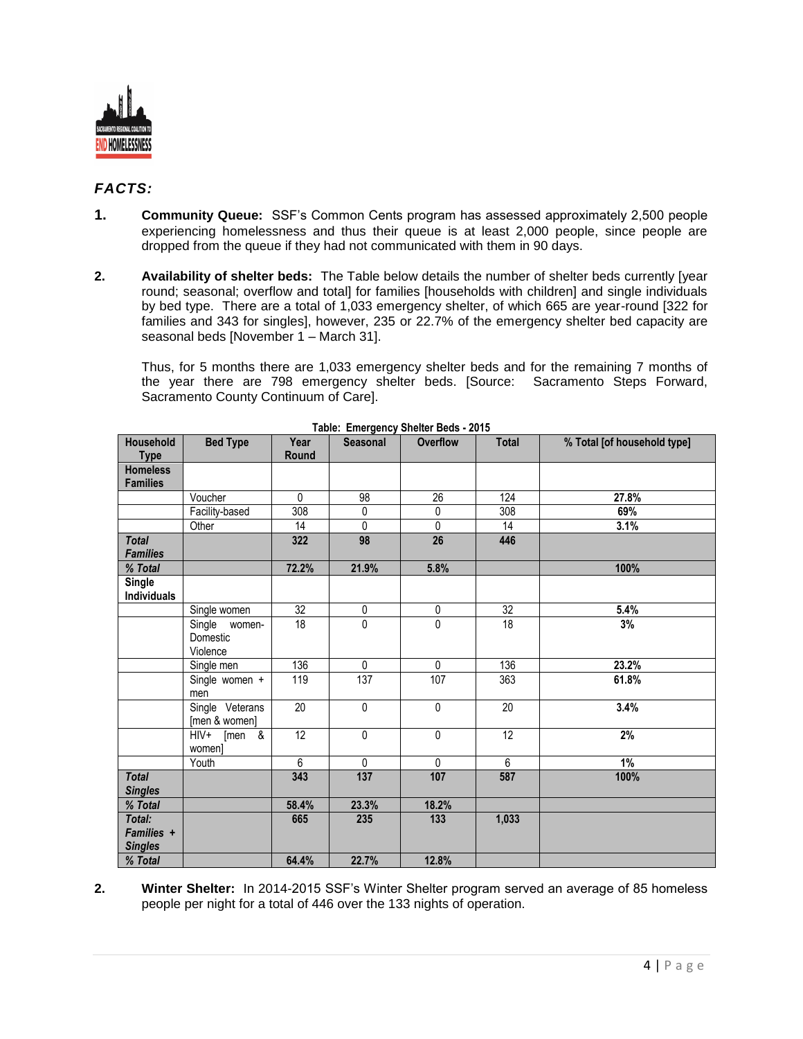## *FACTS:*

**1. Community Queue:** SSF's Common Cents program has assessed approximately 2,500 people experiencing homelessness and thus their queue is at least 2,000 people, since people are dropped from the queue if they had not communicated with them in 90 days.

**2. Availability of shelter beds:** The Table below details the number of shelter beds currently [year round; seasonal; overflow and total] for families [households with children] and single individuals by bed type. There are a total of 1,033 emergency shelter, of which 665 are year-round [322 for families and 343 for singles], however, 235 or 22.7% of the emergency shelter bed capacity are seasonal beds [November 1 – March 31].

Thus, for 5 months there are 1,033 emergency shelter beds and for the remaining 7 months of the year there are 798 emergency shelter beds. [Source: Sacramento Steps Forward, Sacramento County Continuum of Care].

**Table: Emergency Shelter Beds - 2015**

| Household Type | Bed Type | Year Round | Seasonal | Overflow | Total | % Total [of household type] |
|---|---|---|---|---|---|---|
| **Homeless Families** | | | | | | |
| | Voucher | 0 | 98 | 26 | 124 | **27.8%** |
| | Facility-based | 308 | 0 | 0 | 308 | **69%** |
| | Other | 14 | 0 | 0 | 14 | **3.1%** |
| ***Total Families*** | | **322** | **98** | **26** | **446** | |
| ***% Total*** | | **72.2%** | **21.9%** | **5.8%** | | **100%** |
| **Single Individuals** | | | | | | |
| | Single women | 32 | 0 | 0 | 32 | **5.4%** |
| | Single women-Domestic Violence | 18 | 0 | 0 | 18 | **3%** |
| | Single men | 136 | 0 | 0 | 136 | **23.2%** |
| | Single women + men | 119 | 137 | 107 | 363 | **61.8%** |
| | Single Veterans [men & women] | 20 | 0 | 0 | 20 | **3.4%** |
| | HIV+ [men & women] | 12 | 0 | 0 | 12 | **2%** |
| | Youth | 6 | 0 | 0 | 6 | **1%** |
| ***Total Singles*** | | **343** | **137** | **107** | **587** | **100%** |
| ***% Total*** | | **58.4%** | **23.3%** | **18.2%** | | |
| ***Total: Families + Singles*** | | **665** | **235** | **133** | **1,033** | |
| ***% Total*** | | **64.4%** | **22.7%** | **12.8%** | | |

**2. Winter Shelter:** In 2014-2015 SSF's Winter Shelter program served an average of 85 homeless people per night for a total of 446 over the 133 nights of operation.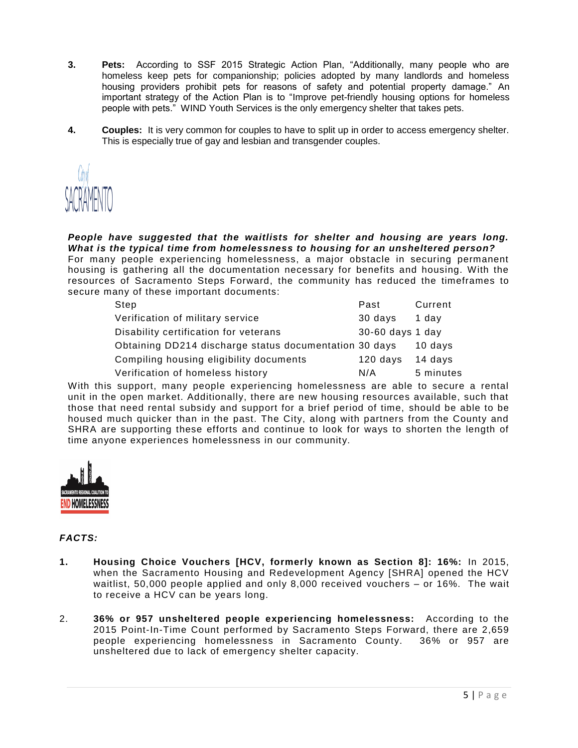3. **Pets:** According to SSF 2015 Strategic Action Plan, “Additionally, many people who are homeless keep pets for companionship; policies adopted by many landlords and homeless housing providers prohibit pets for reasons of safety and potential property damage.” An important strategy of the Action Plan is to “Improve pet-friendly housing options for homeless people with pets.” WIND Youth Services is the only emergency shelter that takes pets.

4. **Couples:** It is very common for couples to have to split up in order to access emergency shelter. This is especially true of gay and lesbian and transgender couples.

***People have suggested that the waitlists for shelter and housing are years long. What is the typical time from homelessness to housing for an unsheltered person?***

For many people experiencing homelessness, a major obstacle in securing permanent housing is gathering all the documentation necessary for benefits and housing. With the resources of Sacramento Steps Forward, the community has reduced the timeframes to secure many of these important documents:

| Step | Past | Current |
| --- | --- | --- |
| Verification of military service | 30 days | 1 day |
| Disability certification for veterans | 30-60 days | 1 day |
| Obtaining DD214 discharge status documentation | 30 days | 10 days |
| Compiling housing eligibility documents | 120 days | 14 days |
| Verification of homeless history | N/A | 5 minutes |

With this support, many people experiencing homelessness are able to secure a rental unit in the open market. Additionally, there are new housing resources available, such that those that need rental subsidy and support for a brief period of time, should be able to be housed much quicker than in the past. The City, along with partners from the County and SHRA are supporting these efforts and continue to look for ways to shorten the length of time anyone experiences homelessness in our community.

***FACTS:***

1. **Housing Choice Vouchers [HCV, formerly known as Section 8]: 16%:** In 2015, when the Sacramento Housing and Redevelopment Agency [SHRA] opened the HCV waitlist, 50,000 people applied and only 8,000 received vouchers – or 16%. The wait to receive a HCV can be years long.

2. **36% or 957 unsheltered people experiencing homelessness:** According to the 2015 Point-In-Time Count performed by Sacramento Steps Forward, there are 2,659 people experiencing homelessness in Sacramento County. 36% or 957 are unsheltered due to lack of emergency shelter capacity.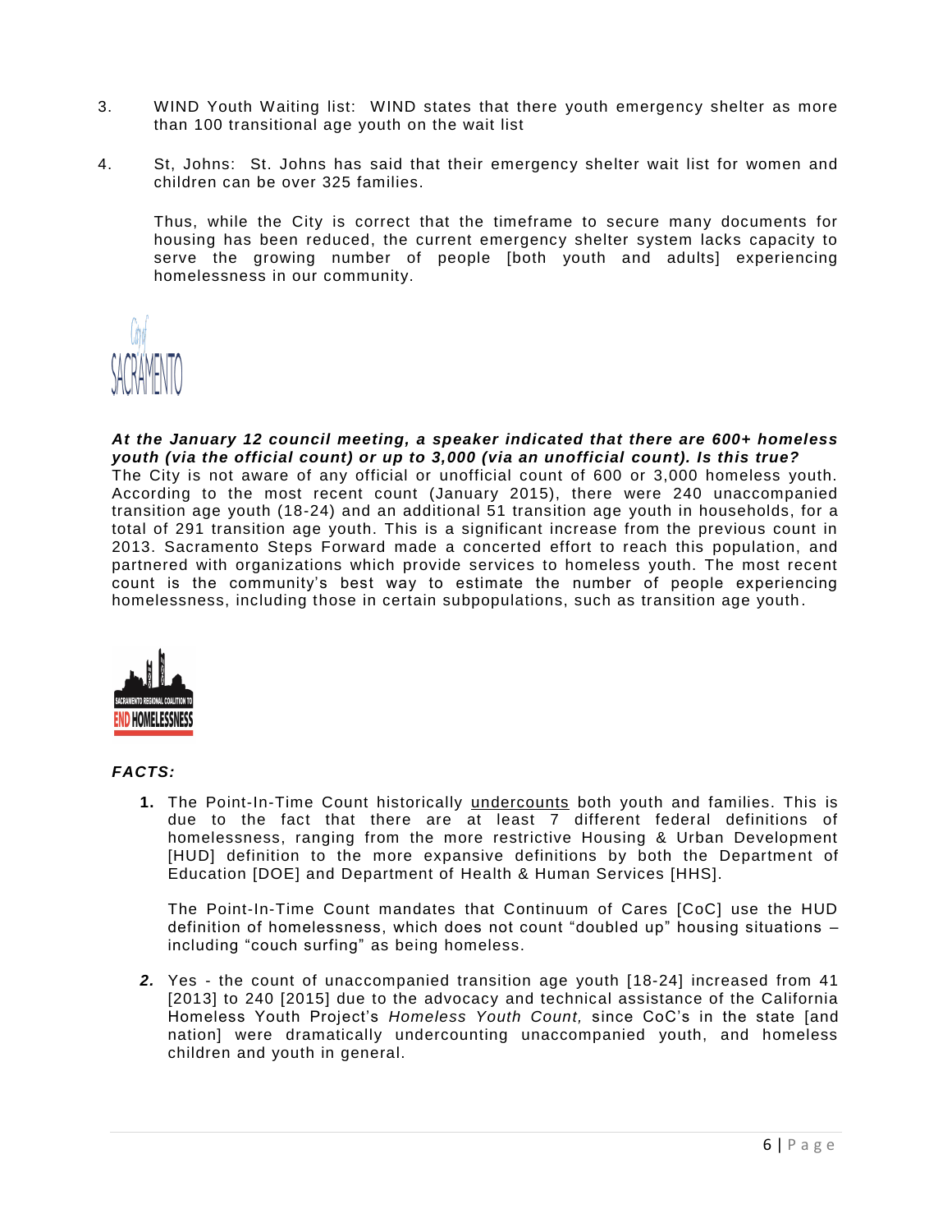3. WIND Youth Waiting list: WIND states that there youth emergency shelter as more than 100 transitional age youth on the wait list

4. St, Johns: St. Johns has said that their emergency shelter wait list for women and children can be over 325 families.

   Thus, while the City is correct that the timeframe to secure many documents for housing has been reduced, the current emergency shelter system lacks capacity to serve the growing number of people [both youth and adults] experiencing homelessness in our community.

City of SACRAMENTO

***At the January 12 council meeting, a speaker indicated that there are 600+ homeless youth (via the official count) or up to 3,000 (via an unofficial count). Is this true?***
The City is not aware of any official or unofficial count of 600 or 3,000 homeless youth. According to the most recent count (January 2015), there were 240 unaccompanied transition age youth (18-24) and an additional 51 transition age youth in households, for a total of 291 transition age youth. This is a significant increase from the previous count in 2013. Sacramento Steps Forward made a concerted effort to reach this population, and partnered with organizations which provide services to homeless youth. The most recent count is the community's best way to estimate the number of people experiencing homelessness, including those in certain subpopulations, such as transition age youth.

SACRAMENTO REGIONAL COALITION TO END HOMELESSNESS

***FACTS:***

**1.** The Point-In-Time Count historically undercounts both youth and families. This is due to the fact that there are at least 7 different federal definitions of homelessness, ranging from the more restrictive Housing & Urban Development [HUD] definition to the more expansive definitions by both the Department of Education [DOE] and Department of Health & Human Services [HHS].

   The Point-In-Time Count mandates that Continuum of Cares [CoC] use the HUD definition of homelessness, which does not count "doubled up" housing situations – including "couch surfing" as being homeless.

***2.*** Yes - the count of unaccompanied transition age youth [18-24] increased from 41 [2013] to 240 [2015] due to the advocacy and technical assistance of the California Homeless Youth Project's *Homeless Youth Count,* since CoC's in the state [and nation] were dramatically undercounting unaccompanied youth, and homeless children and youth in general.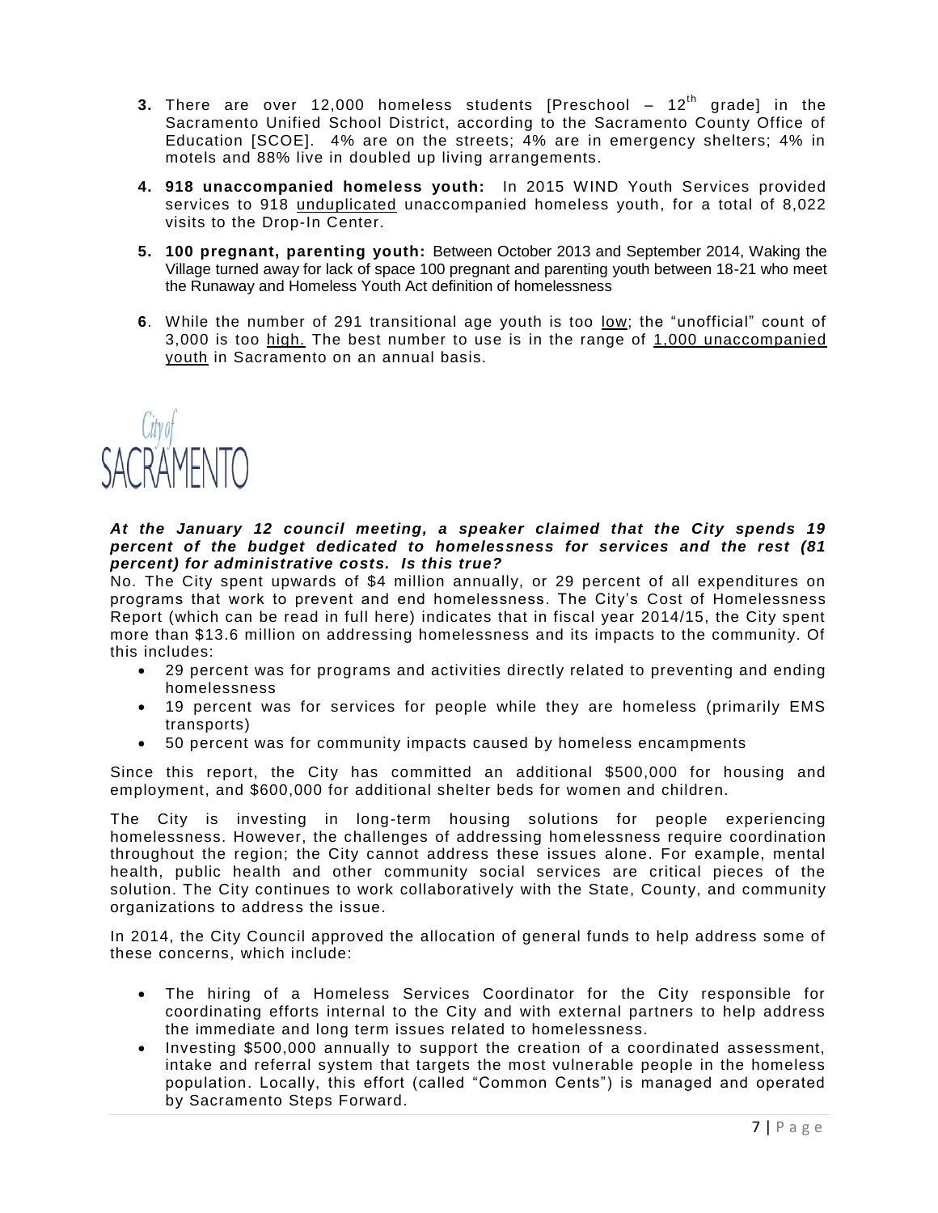3. There are over 12,000 homeless students [Preschool – 12th grade] in the Sacramento Unified School District, according to the Sacramento County Office of Education [SCOE]. 4% are on the streets; 4% are in emergency shelters; 4% in motels and 88% live in doubled up living arrangements.

4. **918 unaccompanied homeless youth:** In 2015 WIND Youth Services provided services to 918 unduplicated unaccompanied homeless youth, for a total of 8,022 visits to the Drop-In Center.

5. **100 pregnant, parenting youth:** Between October 2013 and September 2014, Waking the Village turned away for lack of space 100 pregnant and parenting youth between 18-21 who meet the Runaway and Homeless Youth Act definition of homelessness

6. While the number of 291 transitional age youth is too low; the "unofficial" count of 3,000 is too high. The best number to use is in the range of 1,000 unaccompanied youth in Sacramento on an annual basis.

City of SACRAMENTO

***At the January 12 council meeting, a speaker claimed that the City spends 19 percent of the budget dedicated to homelessness for services and the rest (81 percent) for administrative costs. Is this true?***

No. The City spent upwards of $4 million annually, or 29 percent of all expenditures on programs that work to prevent and end homelessness. The City's Cost of Homelessness Report (which can be read in full here) indicates that in fiscal year 2014/15, the City spent more than $13.6 million on addressing homelessness and its impacts to the community. Of this includes:

- 29 percent was for programs and activities directly related to preventing and ending homelessness
- 19 percent was for services for people while they are homeless (primarily EMS transports)
- 50 percent was for community impacts caused by homeless encampments

Since this report, the City has committed an additional $500,000 for housing and employment, and $600,000 for additional shelter beds for women and children.

The City is investing in long-term housing solutions for people experiencing homelessness. However, the challenges of addressing homelessness require coordination throughout the region; the City cannot address these issues alone. For example, mental health, public health and other community social services are critical pieces of the solution. The City continues to work collaboratively with the State, County, and community organizations to address the issue.

In 2014, the City Council approved the allocation of general funds to help address some of these concerns, which include:

- The hiring of a Homeless Services Coordinator for the City responsible for coordinating efforts internal to the City and with external partners to help address the immediate and long term issues related to homelessness.
- Investing $500,000 annually to support the creation of a coordinated assessment, intake and referral system that targets the most vulnerable people in the homeless population. Locally, this effort (called "Common Cents") is managed and operated by Sacramento Steps Forward.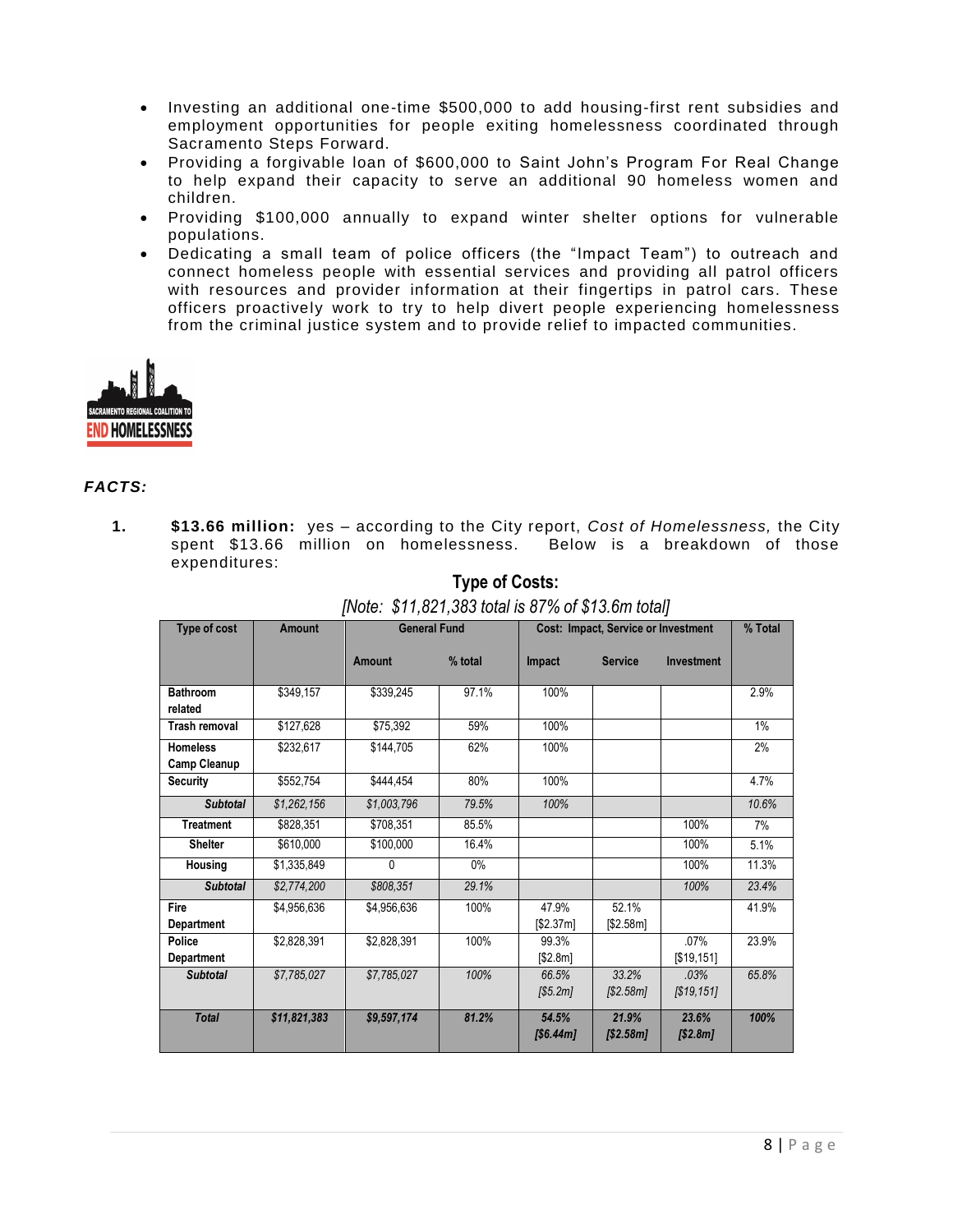- Investing an additional one-time $500,000 to add housing-first rent subsidies and employment opportunities for people exiting homelessness coordinated through Sacramento Steps Forward.
- Providing a forgivable loan of $600,000 to Saint John's Program For Real Change to help expand their capacity to serve an additional 90 homeless women and children.
- Providing $100,000 annually to expand winter shelter options for vulnerable populations.
- Dedicating a small team of police officers (the "Impact Team") to outreach and connect homeless people with essential services and providing all patrol officers with resources and provider information at their fingertips in patrol cars. These officers proactively work to try to help divert people experiencing homelessness from the criminal justice system and to provide relief to impacted communities.

SACRAMENTO REGIONAL COALITION TO END HOMELESSNESS

***FACTS:***

1. **$13.66 million:** yes – according to the City report, *Cost of Homelessness,* the City spent $13.66 million on homelessness. Below is a breakdown of those expenditures:

**Type of Costs:**

*[Note: $11,821,383 total is 87% of $13.6m total]*

| Type of cost | Amount | General Fund | | Cost: Impact, Service or Investment | | | % Total |
|---|---|---|---|---|---|---|---|
| | | Amount | % total | Impact | Service | Investment | |
| **Bathroom related** | $349,157 | $339,245 | 97.1% | 100% | | | 2.9% |
| **Trash removal** | $127,628 | $75,392 | 59% | 100% | | | 1% |
| **Homeless Camp Cleanup** | $232,617 | $144,705 | 62% | 100% | | | 2% |
| **Security** | $552,754 | $444,454 | 80% | 100% | | | 4.7% |
| ***Subtotal*** | *$1,262,156* | *$1,003,796* | *79.5%* | *100%* | | | *10.6%* |
| **Treatment** | $828,351 | $708,351 | 85.5% | | | 100% | 7% |
| **Shelter** | $610,000 | $100,000 | 16.4% | | | 100% | 5.1% |
| **Housing** | $1,335,849 | 0 | 0% | | | 100% | 11.3% |
| ***Subtotal*** | *$2,774,200* | *$808,351* | *29.1%* | | | *100%* | *23.4%* |
| **Fire Department** | $4,956,636 | $4,956,636 | 100% | 47.9% [$2.37m] | 52.1% [$2.58m] | | 41.9% |
| **Police Department** | $2,828,391 | $2,828,391 | 100% | 99.3% [$2.8m] | | .07% [$19,151] | 23.9% |
| ***Subtotal*** | *$7,785,027* | *$7,785,027* | *100%* | *66.5% [$5.2m]* | *33.2% [$2.58m]* | *.03% [$19,151]* | *65.8%* |
| ***Total*** | ***$11,821,383*** | ***$9,597,174*** | ***81.2%*** | ***54.5% [$6.44m]*** | ***21.9% [$2.58m]*** | ***23.6% [$2.8m]*** | ***100%*** |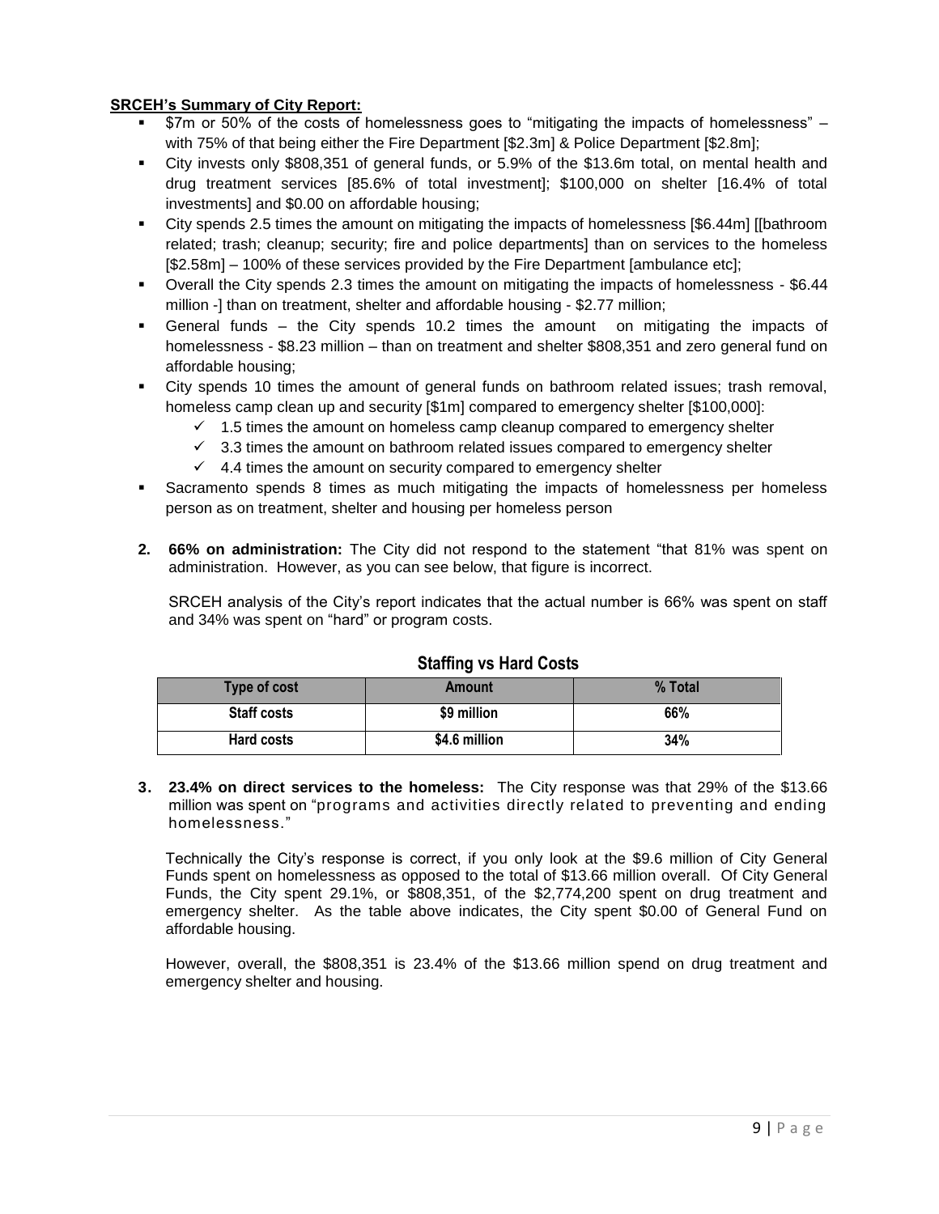**SRCEH's Summary of City Report:**

- $7m or 50% of the costs of homelessness goes to "mitigating the impacts of homelessness" – with 75% of that being either the Fire Department [$2.3m] & Police Department [$2.8m];
- City invests only $808,351 of general funds, or 5.9% of the $13.6m total, on mental health and drug treatment services [85.6% of total investment]; $100,000 on shelter [16.4% of total investments] and $0.00 on affordable housing;
- City spends 2.5 times the amount on mitigating the impacts of homelessness [$6.44m] [[bathroom related; trash; cleanup; security; fire and police departments] than on services to the homeless [$2.58m] – 100% of these services provided by the Fire Department [ambulance etc];
- Overall the City spends 2.3 times the amount on mitigating the impacts of homelessness - $6.44 million -] than on treatment, shelter and affordable housing - $2.77 million;
- General funds – the City spends 10.2 times the amount on mitigating the impacts of homelessness - $8.23 million – than on treatment and shelter $808,351 and zero general fund on affordable housing;
- City spends 10 times the amount of general funds on bathroom related issues; trash removal, homeless camp clean up and security [$1m] compared to emergency shelter [$100,000]:
  - ✓ 1.5 times the amount on homeless camp cleanup compared to emergency shelter
  - ✓ 3.3 times the amount on bathroom related issues compared to emergency shelter
  - ✓ 4.4 times the amount on security compared to emergency shelter
- Sacramento spends 8 times as much mitigating the impacts of homelessness per homeless person as on treatment, shelter and housing per homeless person

**2. 66% on administration:** The City did not respond to the statement "that 81% was spent on administration. However, as you can see below, that figure is incorrect.

SRCEH analysis of the City's report indicates that the actual number is 66% was spent on staff and 34% was spent on "hard" or program costs.

**Staffing vs Hard Costs**

| Type of cost | Amount | % Total |
|---|---|---|
| Staff costs | $9 million | 66% |
| Hard costs | $4.6 million | 34% |

**3. 23.4% on direct services to the homeless:** The City response was that 29% of the $13.66 million was spent on "programs and activities directly related to preventing and ending homelessness."

Technically the City's response is correct, if you only look at the $9.6 million of City General Funds spent on homelessness as opposed to the total of $13.66 million overall. Of City General Funds, the City spent 29.1%, or $808,351, of the $2,774,200 spent on drug treatment and emergency shelter. As the table above indicates, the City spent $0.00 of General Fund on affordable housing.

However, overall, the $808,351 is 23.4% of the $13.66 million spend on drug treatment and emergency shelter and housing.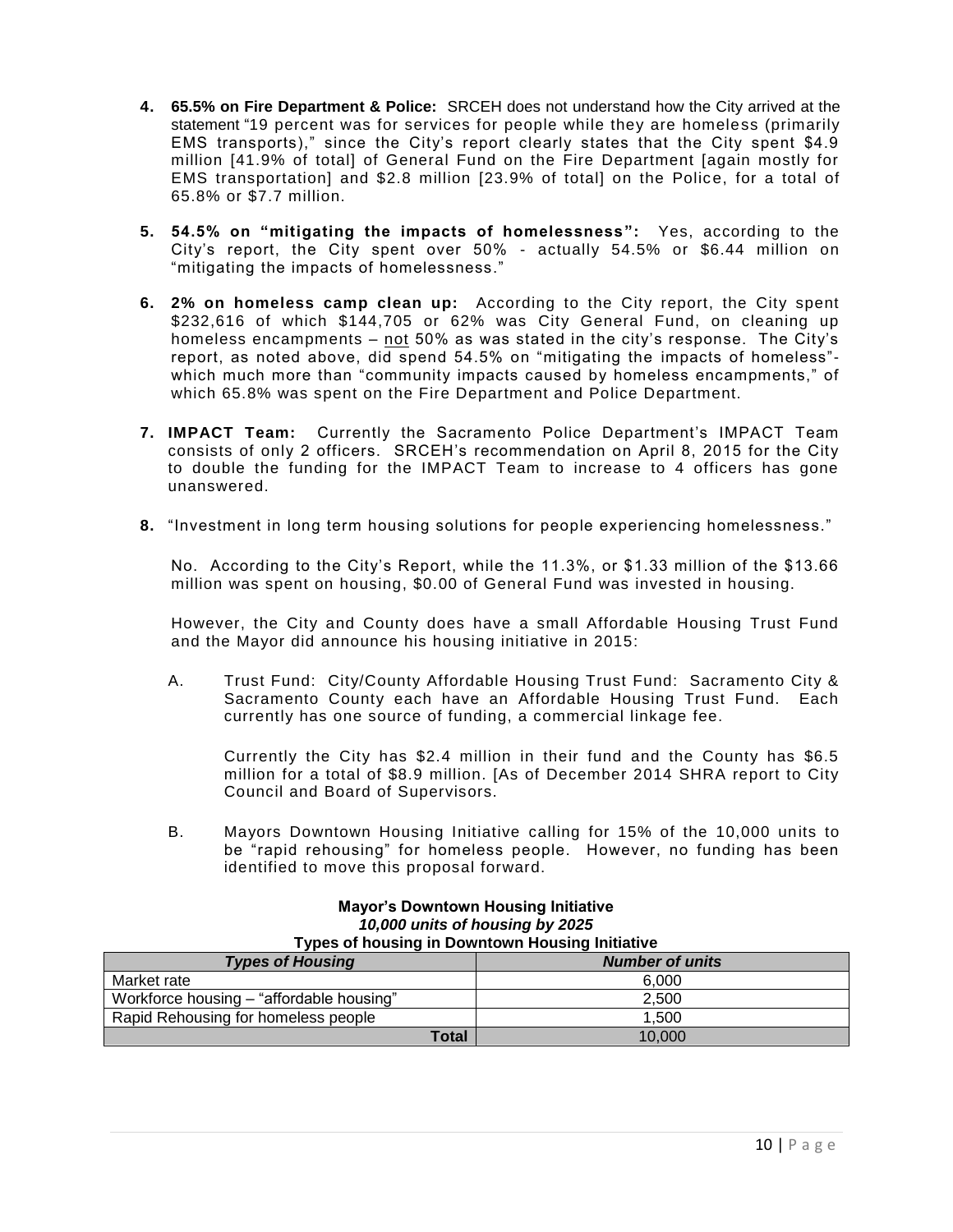4. **65.5% on Fire Department & Police:** SRCEH does not understand how the City arrived at the statement "19 percent was for services for people while they are homeless (primarily EMS transports)," since the City's report clearly states that the City spent $4.9 million [41.9% of total] of General Fund on the Fire Department [again mostly for EMS transportation] and $2.8 million [23.9% of total] on the Police, for a total of 65.8% or $7.7 million.

5. **54.5% on "mitigating the impacts of homelessness":** Yes, according to the City's report, the City spent over 50% - actually 54.5% or $6.44 million on "mitigating the impacts of homelessness."

6. **2% on homeless camp clean up:** According to the City report, the City spent $232,616 of which $144,705 or 62% was City General Fund, on cleaning up homeless encampments – <u>not</u> 50% as was stated in the city's response. The City's report, as noted above, did spend 54.5% on "mitigating the impacts of homeless"- which much more than "community impacts caused by homeless encampments," of which 65.8% was spent on the Fire Department and Police Department.

7. **IMPACT Team:** Currently the Sacramento Police Department's IMPACT Team consists of only 2 officers. SRCEH's recommendation on April 8, 2015 for the City to double the funding for the IMPACT Team to increase to 4 officers has gone unanswered.

8. "Investment in long term housing solutions for people experiencing homelessness."

   No. According to the City's Report, while the 11.3%, or $1.33 million of the $13.66 million was spent on housing, $0.00 of General Fund was invested in housing.

   However, the City and County does have a small Affordable Housing Trust Fund and the Mayor did announce his housing initiative in 2015:

   A. Trust Fund: City/County Affordable Housing Trust Fund: Sacramento City & Sacramento County each have an Affordable Housing Trust Fund. Each currently has one source of funding, a commercial linkage fee.

      Currently the City has $2.4 million in their fund and the County has $6.5 million for a total of $8.9 million. [As of December 2014 SHRA report to City Council and Board of Supervisors.

   B. Mayors Downtown Housing Initiative calling for 15% of the 10,000 units to be "rapid rehousing" for homeless people. However, no funding has been identified to move this proposal forward.

**Mayor's Downtown Housing Initiative**
***10,000 units of housing by 2025***
**Types of housing in Downtown Housing Initiative**

| *Types of Housing* | *Number of units* |
|---|---|
| Market rate | 6,000 |
| Workforce housing – "affordable housing" | 2,500 |
| Rapid Rehousing for homeless people | 1,500 |
| **Total** | 10,000 |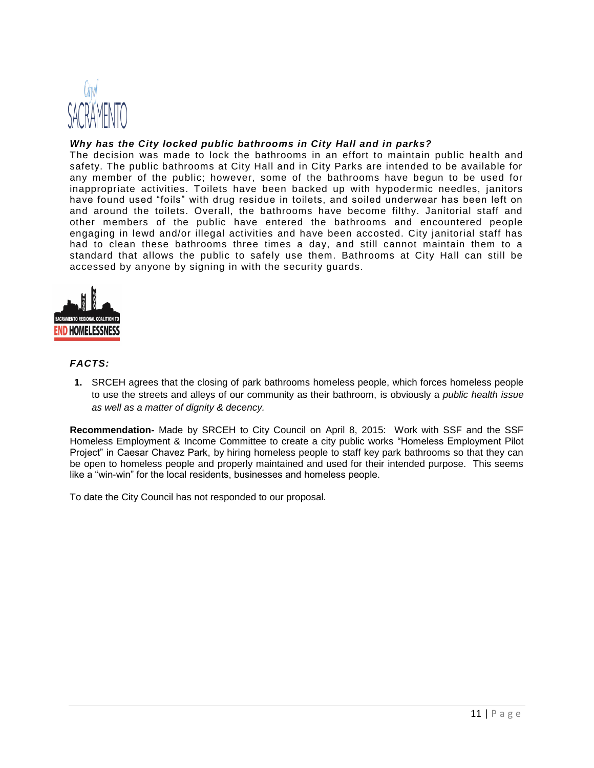***Why has the City locked public bathrooms in City Hall and in parks?***

The decision was made to lock the bathrooms in an effort to maintain public health and safety. The public bathrooms at City Hall and in City Parks are intended to be available for any member of the public; however, some of the bathrooms have begun to be used for inappropriate activities. Toilets have been backed up with hypodermic needles, janitors have found used "foils" with drug residue in toilets, and soiled underwear has been left on and around the toilets. Overall, the bathrooms have become filthy. Janitorial staff and other members of the public have entered the bathrooms and encountered people engaging in lewd and/or illegal activities and have been accosted. City janitorial staff has had to clean these bathrooms three times a day, and still cannot maintain them to a standard that allows the public to safely use them. Bathrooms at City Hall can still be accessed by anyone by signing in with the security guards.

***FACTS:***

1. SRCEH agrees that the closing of park bathrooms homeless people, which forces homeless people to use the streets and alleys of our community as their bathroom, is obviously a *public health issue as well as a matter of dignity & decency.*

**Recommendation-** Made by SRCEH to City Council on April 8, 2015: Work with SSF and the SSF Homeless Employment & Income Committee to create a city public works "Homeless Employment Pilot Project" in Caesar Chavez Park, by hiring homeless people to staff key park bathrooms so that they can be open to homeless people and properly maintained and used for their intended purpose. This seems like a "win-win" for the local residents, businesses and homeless people.

To date the City Council has not responded to our proposal.